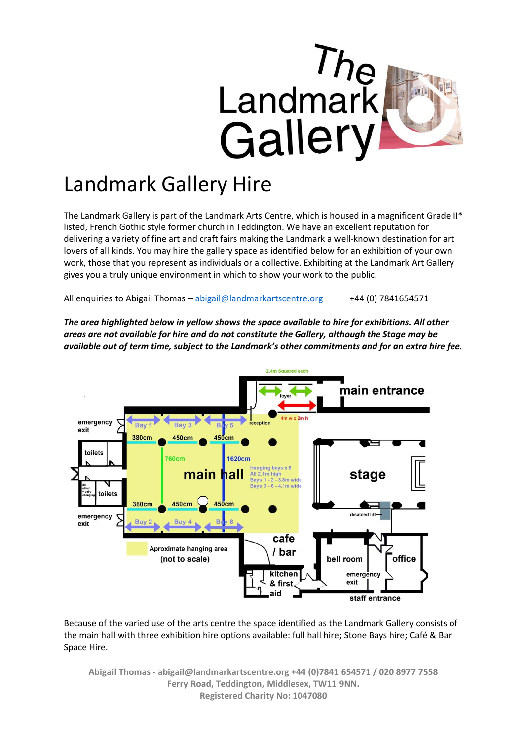# Landmark Gallery Hire

The Landmark Gallery is part of the Landmark Arts Centre, which is housed in a magnificent Grade II* listed, French Gothic style former church in Teddington. We have an excellent reputation for delivering a variety of fine art and craft fairs making the Landmark a well-known destination for art lovers of all kinds. You may hire the gallery space as identified below for an exhibition of your own work, those that you represent as individuals or a collective. Exhibiting at the Landmark Art Gallery gives you a truly unique environment in which to show your work to the public.

All enquiries to Abigail Thomas – abigail@landmarkartscentre.org +44 (0) 7841654571

***The area highlighted below in yellow shows the space available to hire for exhibitions. All other areas are not available for hire and do not constitute the Gallery, although the Stage may be available out of term time, subject to the Landmark's other commitments and for an extra hire fee.***

Because of the varied use of the arts centre the space identified as the Landmark Gallery consists of the main hall with three exhibition hire options available: full hall hire; Stone Bays hire; Café & Bar Space Hire.

**Abigail Thomas - abigail@landmarkartscentre.org +44 (0)7841 654571 / 020 8977 7558**
**Ferry Road, Teddington, Middlesex, TW11 9NN.**
**Registered Charity No: 1047080**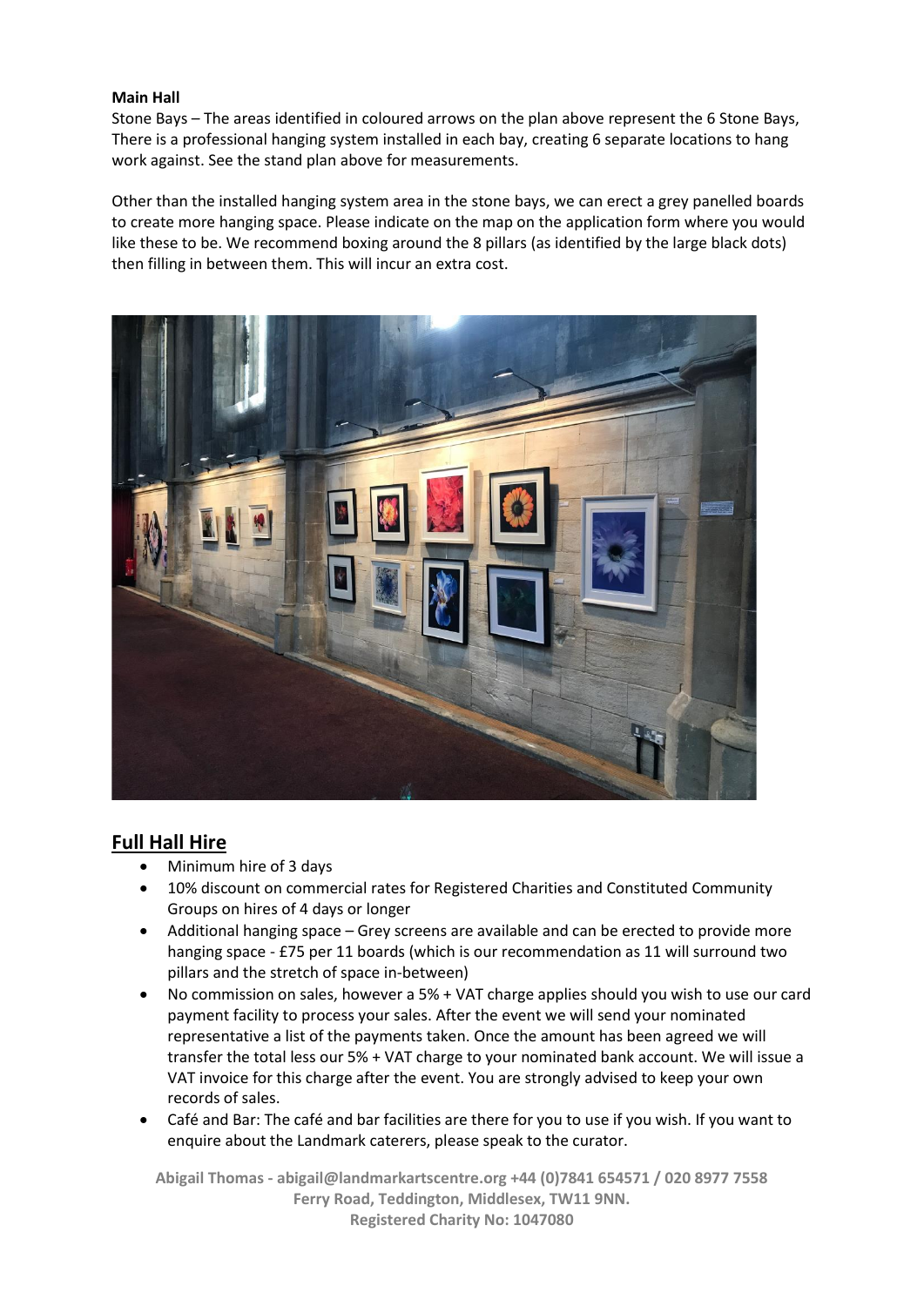**Main Hall**

Stone Bays – The areas identified in coloured arrows on the plan above represent the 6 Stone Bays, There is a professional hanging system installed in each bay, creating 6 separate locations to hang work against. See the stand plan above for measurements.

Other than the installed hanging system area in the stone bays, we can erect a grey panelled boards to create more hanging space. Please indicate on the map on the application form where you would like these to be. We recommend boxing around the 8 pillars (as identified by the large black dots) then filling in between them. This will incur an extra cost.

## Full Hall Hire

- Minimum hire of 3 days
- 10% discount on commercial rates for Registered Charities and Constituted Community Groups on hires of 4 days or longer
- Additional hanging space – Grey screens are available and can be erected to provide more hanging space - £75 per 11 boards (which is our recommendation as 11 will surround two pillars and the stretch of space in-between)
- No commission on sales, however a 5% + VAT charge applies should you wish to use our card payment facility to process your sales. After the event we will send your nominated representative a list of the payments taken. Once the amount has been agreed we will transfer the total less our 5% + VAT charge to your nominated bank account. We will issue a VAT invoice for this charge after the event. You are strongly advised to keep your own records of sales.
- Café and Bar: The café and bar facilities are there for you to use if you wish. If you want to enquire about the Landmark caterers, please speak to the curator.

**Abigail Thomas - abigail@landmarkartscentre.org +44 (0)7841 654571 / 020 8977 7558**
**Ferry Road, Teddington, Middlesex, TW11 9NN.**
**Registered Charity No: 1047080**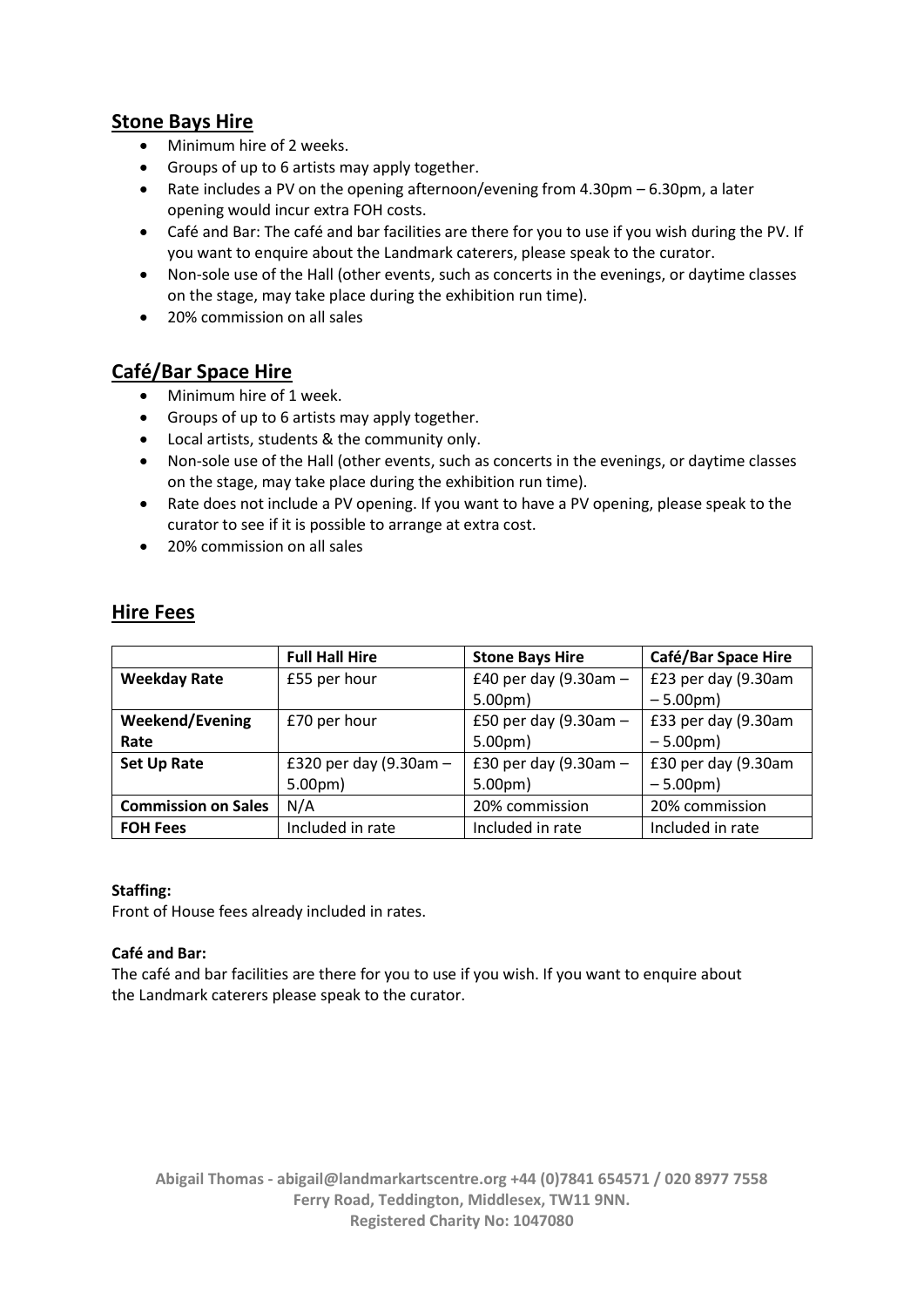## Stone Bays Hire

- Minimum hire of 2 weeks.
- Groups of up to 6 artists may apply together.
- Rate includes a PV on the opening afternoon/evening from 4.30pm – 6.30pm, a later opening would incur extra FOH costs.
- Café and Bar: The café and bar facilities are there for you to use if you wish during the PV. If you want to enquire about the Landmark caterers, please speak to the curator.
- Non-sole use of the Hall (other events, such as concerts in the evenings, or daytime classes on the stage, may take place during the exhibition run time).
- 20% commission on all sales

## Café/Bar Space Hire

- Minimum hire of 1 week.
- Groups of up to 6 artists may apply together.
- Local artists, students & the community only.
- Non-sole use of the Hall (other events, such as concerts in the evenings, or daytime classes on the stage, may take place during the exhibition run time).
- Rate does not include a PV opening. If you want to have a PV opening, please speak to the curator to see if it is possible to arrange at extra cost.
- 20% commission on all sales

## Hire Fees

| | Full Hall Hire | Stone Bays Hire | Café/Bar Space Hire |
|---|---|---|---|
| **Weekday Rate** | £55 per hour | £40 per day (9.30am – 5.00pm) | £23 per day (9.30am – 5.00pm) |
| **Weekend/Evening Rate** | £70 per hour | £50 per day (9.30am – 5.00pm) | £33 per day (9.30am – 5.00pm) |
| **Set Up Rate** | £320 per day (9.30am – 5.00pm) | £30 per day (9.30am – 5.00pm) | £30 per day (9.30am – 5.00pm) |
| **Commission on Sales** | N/A | 20% commission | 20% commission |
| **FOH Fees** | Included in rate | Included in rate | Included in rate |

**Staffing:**
Front of House fees already included in rates.

**Café and Bar:**
The café and bar facilities are there for you to use if you wish. If you want to enquire about the Landmark caterers please speak to the curator.

**Abigail Thomas - abigail@landmarkartscentre.org +44 (0)7841 654571 / 020 8977 7558**
**Ferry Road, Teddington, Middlesex, TW11 9NN.**
**Registered Charity No: 1047080**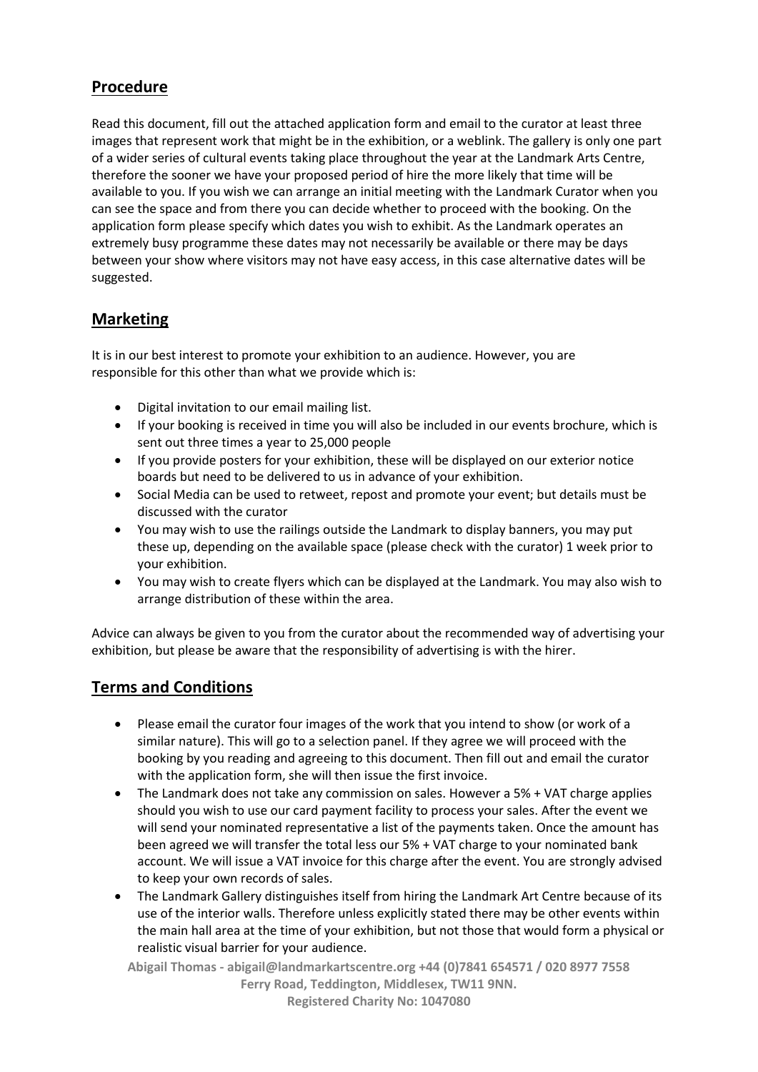## Procedure

Read this document, fill out the attached application form and email to the curator at least three images that represent work that might be in the exhibition, or a weblink. The gallery is only one part of a wider series of cultural events taking place throughout the year at the Landmark Arts Centre, therefore the sooner we have your proposed period of hire the more likely that time will be available to you. If you wish we can arrange an initial meeting with the Landmark Curator when you can see the space and from there you can decide whether to proceed with the booking. On the application form please specify which dates you wish to exhibit. As the Landmark operates an extremely busy programme these dates may not necessarily be available or there may be days between your show where visitors may not have easy access, in this case alternative dates will be suggested.

## Marketing

It is in our best interest to promote your exhibition to an audience. However, you are responsible for this other than what we provide which is:

- Digital invitation to our email mailing list.
- If your booking is received in time you will also be included in our events brochure, which is sent out three times a year to 25,000 people
- If you provide posters for your exhibition, these will be displayed on our exterior notice boards but need to be delivered to us in advance of your exhibition.
- Social Media can be used to retweet, repost and promote your event; but details must be discussed with the curator
- You may wish to use the railings outside the Landmark to display banners, you may put these up, depending on the available space (please check with the curator) 1 week prior to your exhibition.
- You may wish to create flyers which can be displayed at the Landmark. You may also wish to arrange distribution of these within the area.

Advice can always be given to you from the curator about the recommended way of advertising your exhibition, but please be aware that the responsibility of advertising is with the hirer.

## Terms and Conditions

- Please email the curator four images of the work that you intend to show (or work of a similar nature). This will go to a selection panel. If they agree we will proceed with the booking by you reading and agreeing to this document. Then fill out and email the curator with the application form, she will then issue the first invoice.
- The Landmark does not take any commission on sales. However a 5% + VAT charge applies should you wish to use our card payment facility to process your sales. After the event we will send your nominated representative a list of the payments taken. Once the amount has been agreed we will transfer the total less our 5% + VAT charge to your nominated bank account. We will issue a VAT invoice for this charge after the event. You are strongly advised to keep your own records of sales.
- The Landmark Gallery distinguishes itself from hiring the Landmark Art Centre because of its use of the interior walls. Therefore unless explicitly stated there may be other events within the main hall area at the time of your exhibition, but not those that would form a physical or realistic visual barrier for your audience.

**Abigail Thomas - abigail@landmarkartscentre.org +44 (0)7841 654571 / 020 8977 7558**
**Ferry Road, Teddington, Middlesex, TW11 9NN.**
**Registered Charity No: 1047080**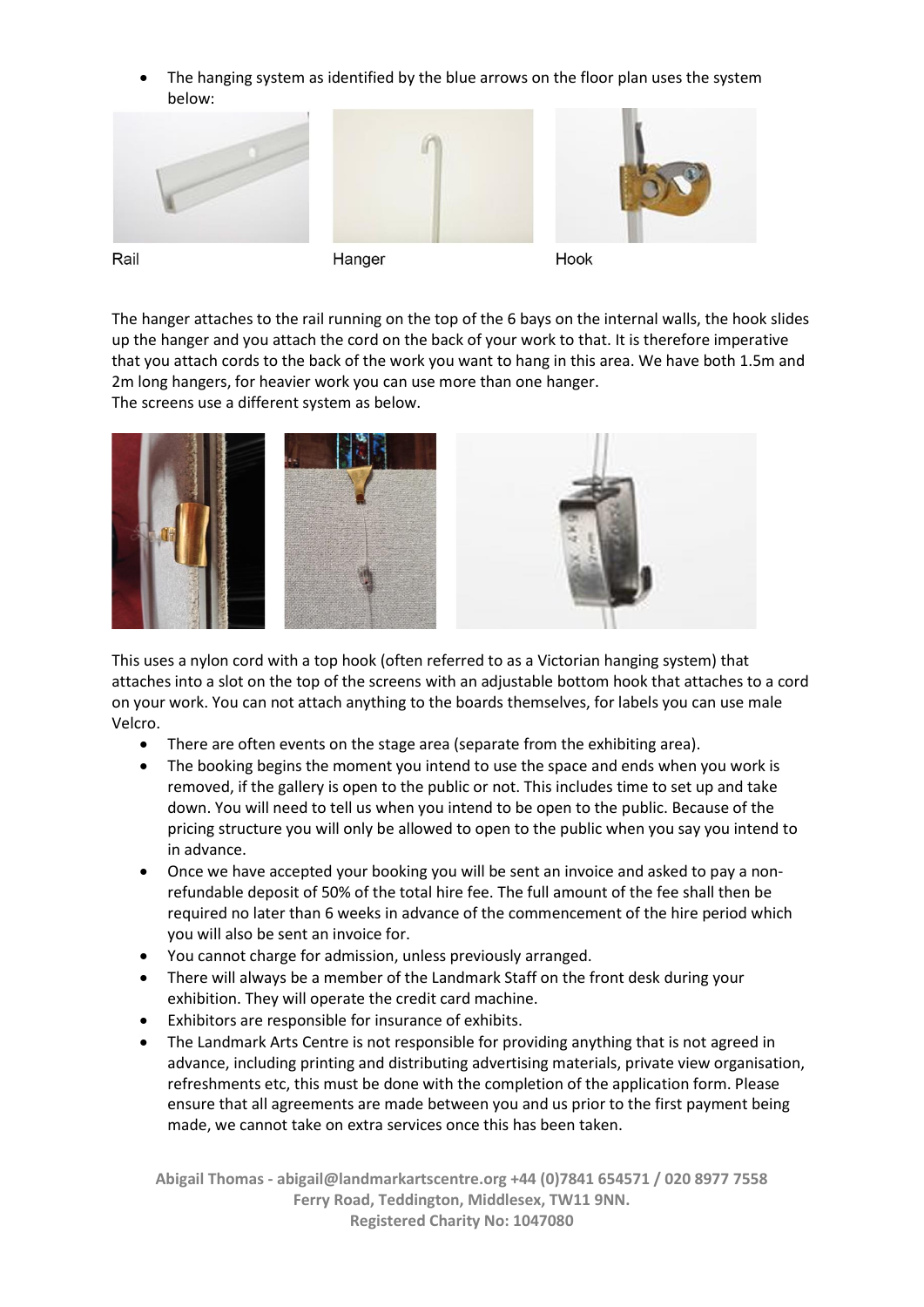- The hanging system as identified by the blue arrows on the floor plan uses the system below:

Rail | Hanger | Hook

The hanger attaches to the rail running on the top of the 6 bays on the internal walls, the hook slides up the hanger and you attach the cord on the back of your work to that. It is therefore imperative that you attach cords to the back of the work you want to hang in this area. We have both 1.5m and 2m long hangers, for heavier work you can use more than one hanger.
The screens use a different system as below.

This uses a nylon cord with a top hook (often referred to as a Victorian hanging system) that attaches into a slot on the top of the screens with an adjustable bottom hook that attaches to a cord on your work. You can not attach anything to the boards themselves, for labels you can use male Velcro.

- There are often events on the stage area (separate from the exhibiting area).
- The booking begins the moment you intend to use the space and ends when you work is removed, if the gallery is open to the public or not. This includes time to set up and take down. You will need to tell us when you intend to be open to the public. Because of the pricing structure you will only be allowed to open to the public when you say you intend to in advance.
- Once we have accepted your booking you will be sent an invoice and asked to pay a non-refundable deposit of 50% of the total hire fee. The full amount of the fee shall then be required no later than 6 weeks in advance of the commencement of the hire period which you will also be sent an invoice for.
- You cannot charge for admission, unless previously arranged.
- There will always be a member of the Landmark Staff on the front desk during your exhibition. They will operate the credit card machine.
- Exhibitors are responsible for insurance of exhibits.
- The Landmark Arts Centre is not responsible for providing anything that is not agreed in advance, including printing and distributing advertising materials, private view organisation, refreshments etc, this must be done with the completion of the application form. Please ensure that all agreements are made between you and us prior to the first payment being made, we cannot take on extra services once this has been taken.

**Abigail Thomas - abigail@landmarkartscentre.org +44 (0)7841 654571 / 020 8977 7558**
**Ferry Road, Teddington, Middlesex, TW11 9NN.**
**Registered Charity No: 1047080**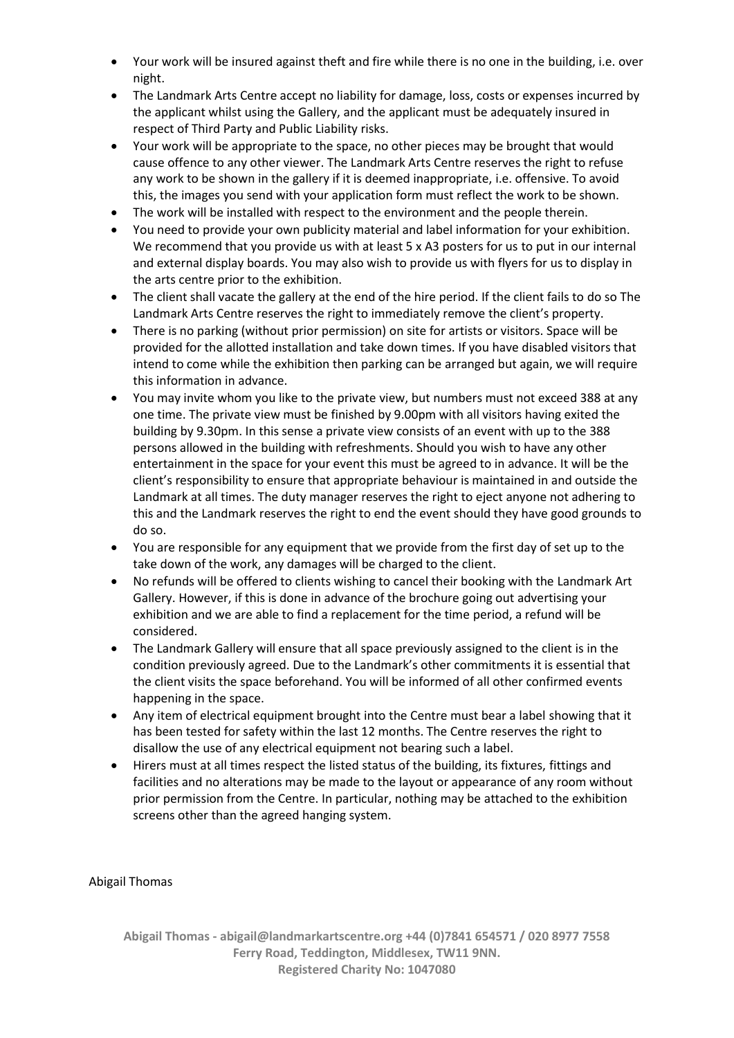- Your work will be insured against theft and fire while there is no one in the building, i.e. over night.
- The Landmark Arts Centre accept no liability for damage, loss, costs or expenses incurred by the applicant whilst using the Gallery, and the applicant must be adequately insured in respect of Third Party and Public Liability risks.
- Your work will be appropriate to the space, no other pieces may be brought that would cause offence to any other viewer. The Landmark Arts Centre reserves the right to refuse any work to be shown in the gallery if it is deemed inappropriate, i.e. offensive. To avoid this, the images you send with your application form must reflect the work to be shown.
- The work will be installed with respect to the environment and the people therein.
- You need to provide your own publicity material and label information for your exhibition. We recommend that you provide us with at least 5 x A3 posters for us to put in our internal and external display boards. You may also wish to provide us with flyers for us to display in the arts centre prior to the exhibition.
- The client shall vacate the gallery at the end of the hire period. If the client fails to do so The Landmark Arts Centre reserves the right to immediately remove the client's property.
- There is no parking (without prior permission) on site for artists or visitors. Space will be provided for the allotted installation and take down times. If you have disabled visitors that intend to come while the exhibition then parking can be arranged but again, we will require this information in advance.
- You may invite whom you like to the private view, but numbers must not exceed 388 at any one time. The private view must be finished by 9.00pm with all visitors having exited the building by 9.30pm. In this sense a private view consists of an event with up to the 388 persons allowed in the building with refreshments. Should you wish to have any other entertainment in the space for your event this must be agreed to in advance. It will be the client's responsibility to ensure that appropriate behaviour is maintained in and outside the Landmark at all times. The duty manager reserves the right to eject anyone not adhering to this and the Landmark reserves the right to end the event should they have good grounds to do so.
- You are responsible for any equipment that we provide from the first day of set up to the take down of the work, any damages will be charged to the client.
- No refunds will be offered to clients wishing to cancel their booking with the Landmark Art Gallery. However, if this is done in advance of the brochure going out advertising your exhibition and we are able to find a replacement for the time period, a refund will be considered.
- The Landmark Gallery will ensure that all space previously assigned to the client is in the condition previously agreed. Due to the Landmark's other commitments it is essential that the client visits the space beforehand. You will be informed of all other confirmed events happening in the space.
- Any item of electrical equipment brought into the Centre must bear a label showing that it has been tested for safety within the last 12 months. The Centre reserves the right to disallow the use of any electrical equipment not bearing such a label.
- Hirers must at all times respect the listed status of the building, its fixtures, fittings and facilities and no alterations may be made to the layout or appearance of any room without prior permission from the Centre. In particular, nothing may be attached to the exhibition screens other than the agreed hanging system.

Abigail Thomas

**Abigail Thomas - abigail@landmarkartscentre.org +44 (0)7841 654571 / 020 8977 7558**
**Ferry Road, Teddington, Middlesex, TW11 9NN.**
**Registered Charity No: 1047080**